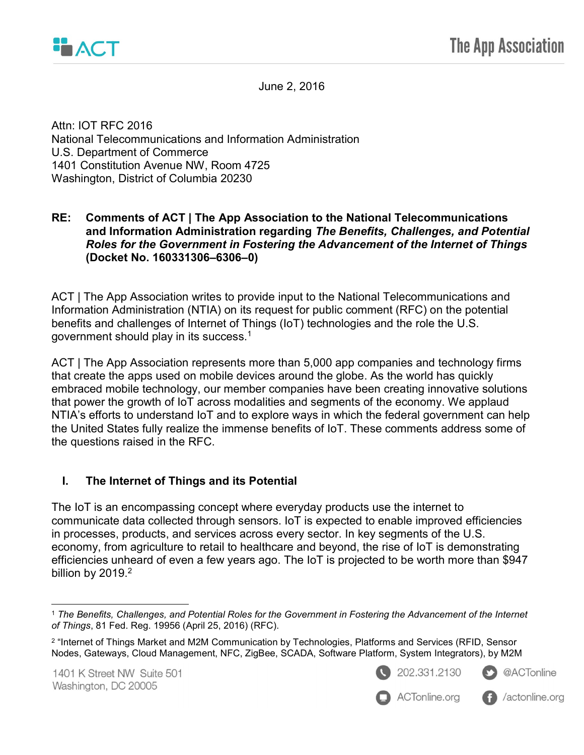June 2, 2016

Attn: IOT RFC 2016
National Telecommunications and Information Administration
U.S. Department of Commerce
1401 Constitution Avenue NW, Room 4725
Washington, District of Columbia 20230

**RE: Comments of ACT | The App Association to the National Telecommunications and Information Administration regarding *The Benefits, Challenges, and Potential Roles for the Government in Fostering the Advancement of the Internet of Things* (Docket No. 160331306–6306–0)**

ACT | The App Association writes to provide input to the National Telecommunications and Information Administration (NTIA) on its request for public comment (RFC) on the potential benefits and challenges of Internet of Things (IoT) technologies and the role the U.S. government should play in its success.[1]

ACT | The App Association represents more than 5,000 app companies and technology firms that create the apps used on mobile devices around the globe. As the world has quickly embraced mobile technology, our member companies have been creating innovative solutions that power the growth of IoT across modalities and segments of the economy. We applaud NTIA's efforts to understand IoT and to explore ways in which the federal government can help the United States fully realize the immense benefits of IoT. These comments address some of the questions raised in the RFC.

## I. The Internet of Things and its Potential

The IoT is an encompassing concept where everyday products use the internet to communicate data collected through sensors. IoT is expected to enable improved efficiencies in processes, products, and services across every sector. In key segments of the U.S. economy, from agriculture to retail to healthcare and beyond, the rise of IoT is demonstrating efficiencies unheard of even a few years ago. The IoT is projected to be worth more than $947 billion by 2019.[2]

---

[1] *The Benefits, Challenges, and Potential Roles for the Government in Fostering the Advancement of the Internet of Things*, 81 Fed. Reg. 19956 (April 25, 2016) (RFC).

[2] "Internet of Things Market and M2M Communication by Technologies, Platforms and Services (RFID, Sensor Nodes, Gateways, Cloud Management, NFC, ZigBee, SCADA, Software Platform, System Integrators), by M2M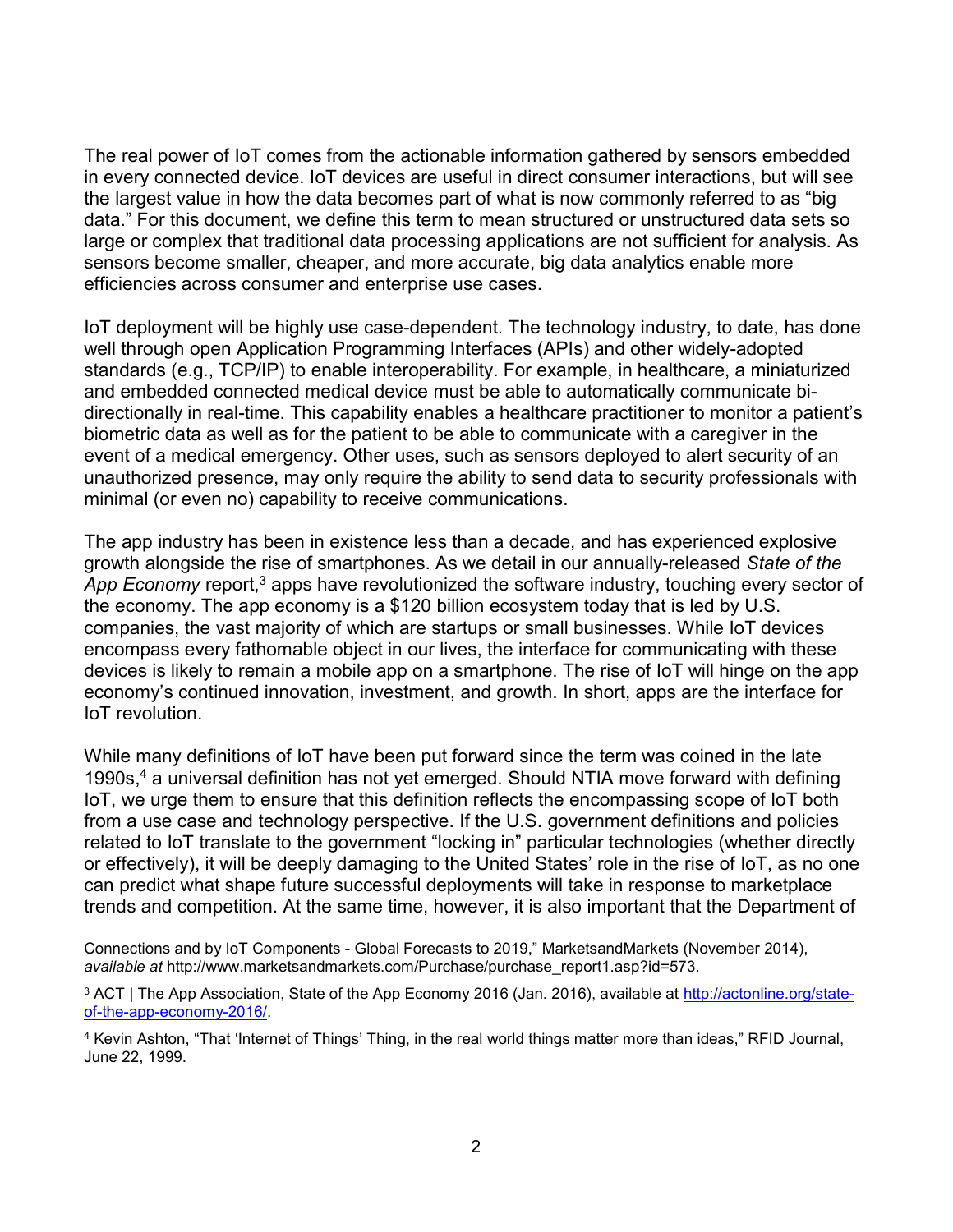The real power of IoT comes from the actionable information gathered by sensors embedded in every connected device. IoT devices are useful in direct consumer interactions, but will see the largest value in how the data becomes part of what is now commonly referred to as "big data." For this document, we define this term to mean structured or unstructured data sets so large or complex that traditional data processing applications are not sufficient for analysis. As sensors become smaller, cheaper, and more accurate, big data analytics enable more efficiencies across consumer and enterprise use cases.

IoT deployment will be highly use case-dependent. The technology industry, to date, has done well through open Application Programming Interfaces (APIs) and other widely-adopted standards (e.g., TCP/IP) to enable interoperability. For example, in healthcare, a miniaturized and embedded connected medical device must be able to automatically communicate bi-directionally in real-time. This capability enables a healthcare practitioner to monitor a patient's biometric data as well as for the patient to be able to communicate with a caregiver in the event of a medical emergency. Other uses, such as sensors deployed to alert security of an unauthorized presence, may only require the ability to send data to security professionals with minimal (or even no) capability to receive communications.

The app industry has been in existence less than a decade, and has experienced explosive growth alongside the rise of smartphones. As we detail in our annually-released *State of the App Economy* report,[3] apps have revolutionized the software industry, touching every sector of the economy. The app economy is a $120 billion ecosystem today that is led by U.S. companies, the vast majority of which are startups or small businesses. While IoT devices encompass every fathomable object in our lives, the interface for communicating with these devices is likely to remain a mobile app on a smartphone. The rise of IoT will hinge on the app economy's continued innovation, investment, and growth. In short, apps are the interface for IoT revolution.

While many definitions of IoT have been put forward since the term was coined in the late 1990s,[4] a universal definition has not yet emerged. Should NTIA move forward with defining IoT, we urge them to ensure that this definition reflects the encompassing scope of IoT both from a use case and technology perspective. If the U.S. government definitions and policies related to IoT translate to the government "locking in" particular technologies (whether directly or effectively), it will be deeply damaging to the United States' role in the rise of IoT, as no one can predict what shape future successful deployments will take in response to marketplace trends and competition. At the same time, however, it is also important that the Department of

---

Connections and by IoT Components - Global Forecasts to 2019," MarketsandMarkets (November 2014), *available at* http://www.marketsandmarkets.com/Purchase/purchase_report1.asp?id=573.

[3] ACT | The App Association, State of the App Economy 2016 (Jan. 2016), available at http://actonline.org/state-of-the-app-economy-2016/.

[4] Kevin Ashton, "That 'Internet of Things' Thing, in the real world things matter more than ideas," RFID Journal, June 22, 1999.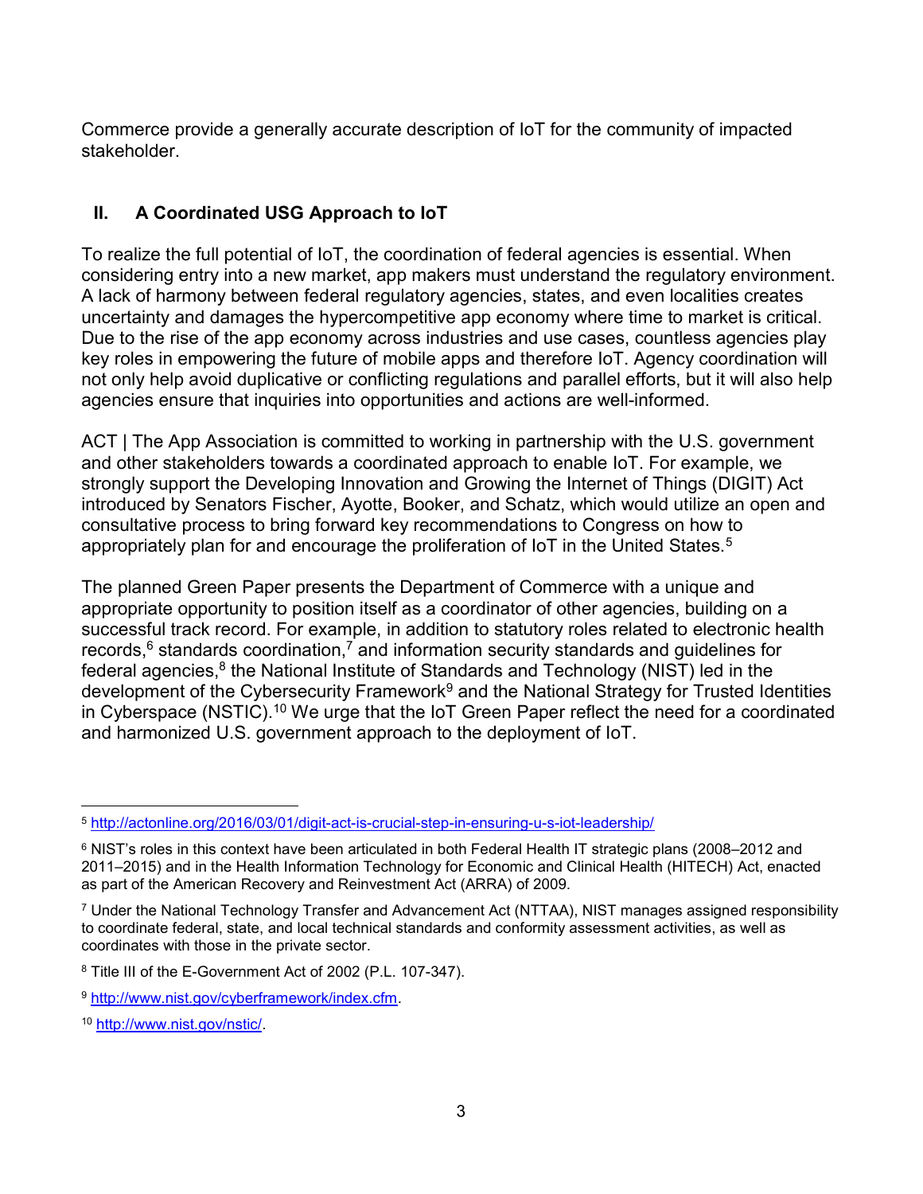Commerce provide a generally accurate description of IoT for the community of impacted stakeholder.

## II. A Coordinated USG Approach to IoT

To realize the full potential of IoT, the coordination of federal agencies is essential. When considering entry into a new market, app makers must understand the regulatory environment. A lack of harmony between federal regulatory agencies, states, and even localities creates uncertainty and damages the hypercompetitive app economy where time to market is critical. Due to the rise of the app economy across industries and use cases, countless agencies play key roles in empowering the future of mobile apps and therefore IoT. Agency coordination will not only help avoid duplicative or conflicting regulations and parallel efforts, but it will also help agencies ensure that inquiries into opportunities and actions are well-informed.

ACT | The App Association is committed to working in partnership with the U.S. government and other stakeholders towards a coordinated approach to enable IoT. For example, we strongly support the Developing Innovation and Growing the Internet of Things (DIGIT) Act introduced by Senators Fischer, Ayotte, Booker, and Schatz, which would utilize an open and consultative process to bring forward key recommendations to Congress on how to appropriately plan for and encourage the proliferation of IoT in the United States.[5]

The planned Green Paper presents the Department of Commerce with a unique and appropriate opportunity to position itself as a coordinator of other agencies, building on a successful track record. For example, in addition to statutory roles related to electronic health records,[6] standards coordination,[7] and information security standards and guidelines for federal agencies,[8] the National Institute of Standards and Technology (NIST) led in the development of the Cybersecurity Framework[9] and the National Strategy for Trusted Identities in Cyberspace (NSTIC).[10] We urge that the IoT Green Paper reflect the need for a coordinated and harmonized U.S. government approach to the deployment of IoT.

---

[5] http://actonline.org/2016/03/01/digit-act-is-crucial-step-in-ensuring-u-s-iot-leadership/

[6] NIST's roles in this context have been articulated in both Federal Health IT strategic plans (2008–2012 and 2011–2015) and in the Health Information Technology for Economic and Clinical Health (HITECH) Act, enacted as part of the American Recovery and Reinvestment Act (ARRA) of 2009.

[7] Under the National Technology Transfer and Advancement Act (NTTAA), NIST manages assigned responsibility to coordinate federal, state, and local technical standards and conformity assessment activities, as well as coordinates with those in the private sector.

[8] Title III of the E-Government Act of 2002 (P.L. 107-347).

[9] http://www.nist.gov/cyberframework/index.cfm.

[10] http://www.nist.gov/nstic/.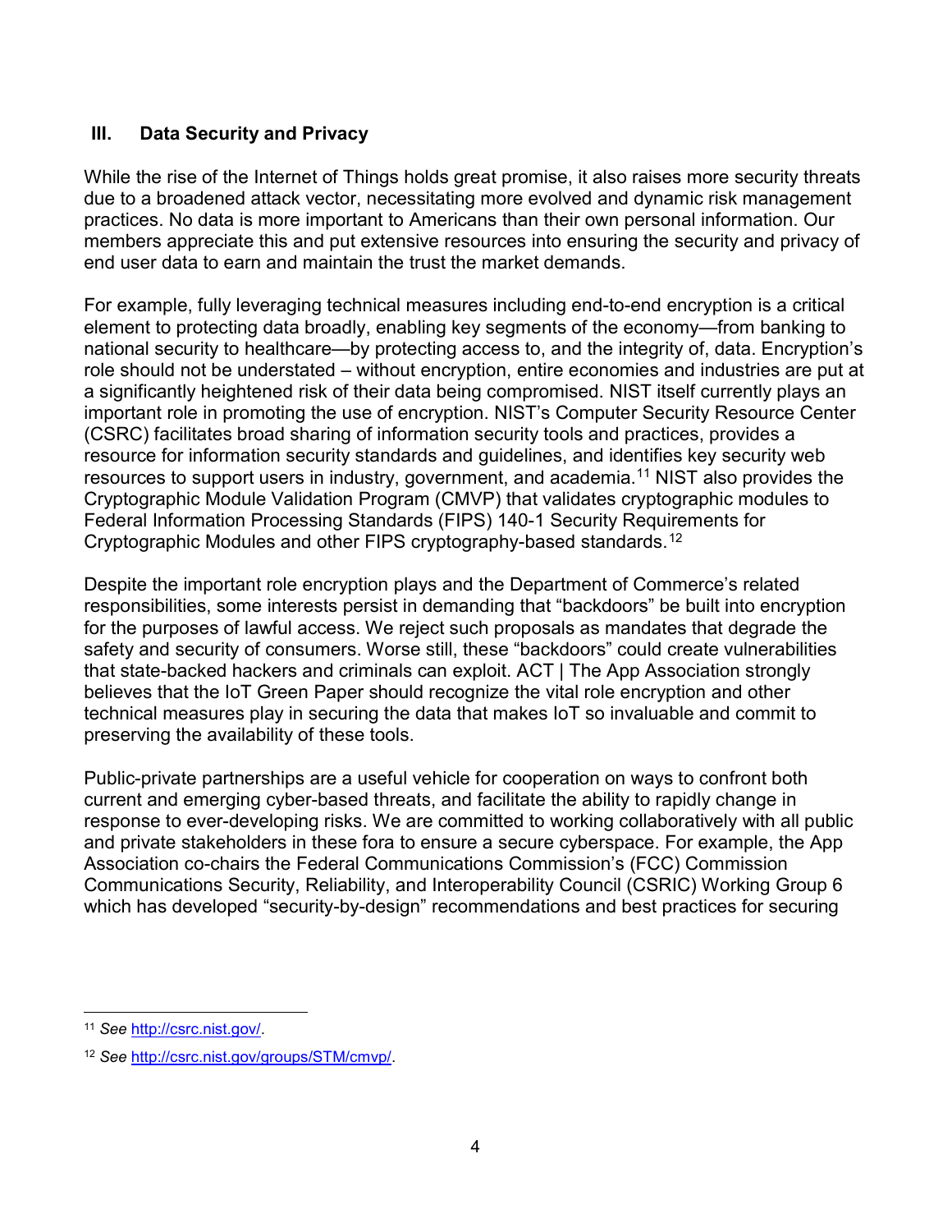## III. Data Security and Privacy

While the rise of the Internet of Things holds great promise, it also raises more security threats due to a broadened attack vector, necessitating more evolved and dynamic risk management practices. No data is more important to Americans than their own personal information. Our members appreciate this and put extensive resources into ensuring the security and privacy of end user data to earn and maintain the trust the market demands.

For example, fully leveraging technical measures including end-to-end encryption is a critical element to protecting data broadly, enabling key segments of the economy—from banking to national security to healthcare—by protecting access to, and the integrity of, data. Encryption's role should not be understated – without encryption, entire economies and industries are put at a significantly heightened risk of their data being compromised. NIST itself currently plays an important role in promoting the use of encryption. NIST's Computer Security Resource Center (CSRC) facilitates broad sharing of information security tools and practices, provides a resource for information security standards and guidelines, and identifies key security web resources to support users in industry, government, and academia.[11] NIST also provides the Cryptographic Module Validation Program (CMVP) that validates cryptographic modules to Federal Information Processing Standards (FIPS) 140-1 Security Requirements for Cryptographic Modules and other FIPS cryptography-based standards.[12]

Despite the important role encryption plays and the Department of Commerce's related responsibilities, some interests persist in demanding that "backdoors" be built into encryption for the purposes of lawful access. We reject such proposals as mandates that degrade the safety and security of consumers. Worse still, these "backdoors" could create vulnerabilities that state-backed hackers and criminals can exploit. ACT | The App Association strongly believes that the IoT Green Paper should recognize the vital role encryption and other technical measures play in securing the data that makes IoT so invaluable and commit to preserving the availability of these tools.

Public-private partnerships are a useful vehicle for cooperation on ways to confront both current and emerging cyber-based threats, and facilitate the ability to rapidly change in response to ever-developing risks. We are committed to working collaboratively with all public and private stakeholders in these fora to ensure a secure cyberspace. For example, the App Association co-chairs the Federal Communications Commission's (FCC) Commission Communications Security, Reliability, and Interoperability Council (CSRIC) Working Group 6 which has developed "security-by-design" recommendations and best practices for securing

---

[11] *See* http://csrc.nist.gov/.

[12] *See* http://csrc.nist.gov/groups/STM/cmvp/.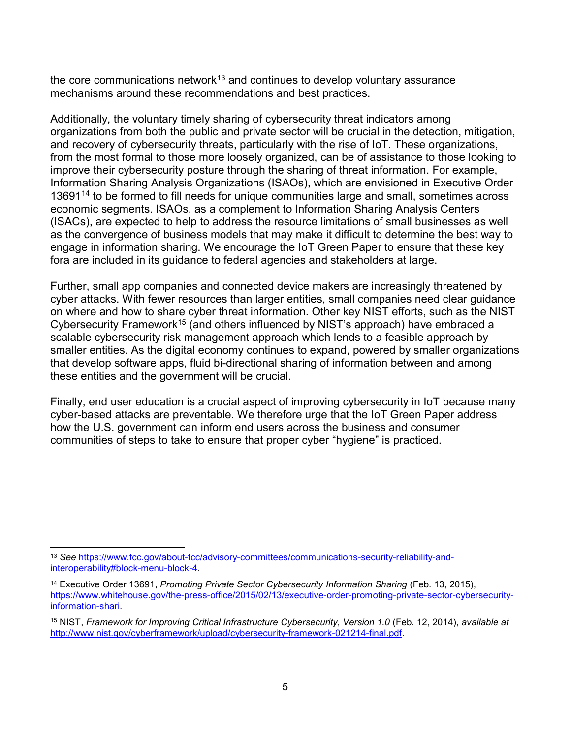the core communications network[13] and continues to develop voluntary assurance mechanisms around these recommendations and best practices.

Additionally, the voluntary timely sharing of cybersecurity threat indicators among organizations from both the public and private sector will be crucial in the detection, mitigation, and recovery of cybersecurity threats, particularly with the rise of IoT. These organizations, from the most formal to those more loosely organized, can be of assistance to those looking to improve their cybersecurity posture through the sharing of threat information. For example, Information Sharing Analysis Organizations (ISAOs), which are envisioned in Executive Order 13691[14] to be formed to fill needs for unique communities large and small, sometimes across economic segments. ISAOs, as a complement to Information Sharing Analysis Centers (ISACs), are expected to help to address the resource limitations of small businesses as well as the convergence of business models that may make it difficult to determine the best way to engage in information sharing. We encourage the IoT Green Paper to ensure that these key fora are included in its guidance to federal agencies and stakeholders at large.

Further, small app companies and connected device makers are increasingly threatened by cyber attacks. With fewer resources than larger entities, small companies need clear guidance on where and how to share cyber threat information. Other key NIST efforts, such as the NIST Cybersecurity Framework[15] (and others influenced by NIST's approach) have embraced a scalable cybersecurity risk management approach which lends to a feasible approach by smaller entities. As the digital economy continues to expand, powered by smaller organizations that develop software apps, fluid bi-directional sharing of information between and among these entities and the government will be crucial.

Finally, end user education is a crucial aspect of improving cybersecurity in IoT because many cyber-based attacks are preventable. We therefore urge that the IoT Green Paper address how the U.S. government can inform end users across the business and consumer communities of steps to take to ensure that proper cyber "hygiene" is practiced.

---

[13] *See* https://www.fcc.gov/about-fcc/advisory-committees/communications-security-reliability-and-interoperability#block-menu-block-4.

[14] Executive Order 13691, *Promoting Private Sector Cybersecurity Information Sharing* (Feb. 13, 2015), https://www.whitehouse.gov/the-press-office/2015/02/13/executive-order-promoting-private-sector-cybersecurity-information-shari.

[15] NIST, *Framework for Improving Critical Infrastructure Cybersecurity, Version 1.0* (Feb. 12, 2014), *available at* http://www.nist.gov/cyberframework/upload/cybersecurity-framework-021214-final.pdf.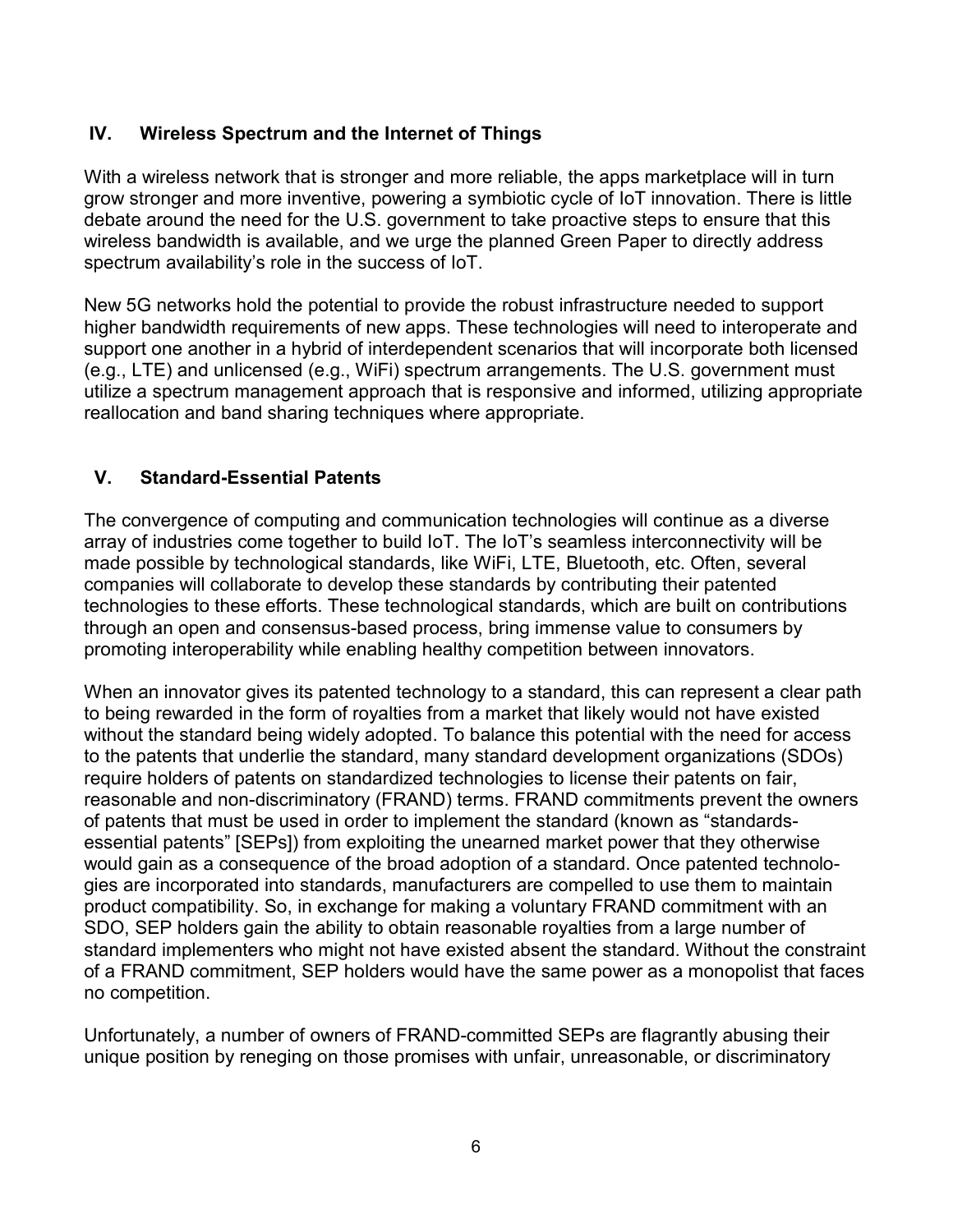## IV. Wireless Spectrum and the Internet of Things

With a wireless network that is stronger and more reliable, the apps marketplace will in turn grow stronger and more inventive, powering a symbiotic cycle of IoT innovation. There is little debate around the need for the U.S. government to take proactive steps to ensure that this wireless bandwidth is available, and we urge the planned Green Paper to directly address spectrum availability's role in the success of IoT.

New 5G networks hold the potential to provide the robust infrastructure needed to support higher bandwidth requirements of new apps. These technologies will need to interoperate and support one another in a hybrid of interdependent scenarios that will incorporate both licensed (e.g., LTE) and unlicensed (e.g., WiFi) spectrum arrangements. The U.S. government must utilize a spectrum management approach that is responsive and informed, utilizing appropriate reallocation and band sharing techniques where appropriate.

## V. Standard-Essential Patents

The convergence of computing and communication technologies will continue as a diverse array of industries come together to build IoT. The IoT's seamless interconnectivity will be made possible by technological standards, like WiFi, LTE, Bluetooth, etc. Often, several companies will collaborate to develop these standards by contributing their patented technologies to these efforts. These technological standards, which are built on contributions through an open and consensus-based process, bring immense value to consumers by promoting interoperability while enabling healthy competition between innovators.

When an innovator gives its patented technology to a standard, this can represent a clear path to being rewarded in the form of royalties from a market that likely would not have existed without the standard being widely adopted. To balance this potential with the need for access to the patents that underlie the standard, many standard development organizations (SDOs) require holders of patents on standardized technologies to license their patents on fair, reasonable and non-discriminatory (FRAND) terms. FRAND commitments prevent the owners of patents that must be used in order to implement the standard (known as "standards-essential patents" [SEPs]) from exploiting the unearned market power that they otherwise would gain as a consequence of the broad adoption of a standard. Once patented technologies are incorporated into standards, manufacturers are compelled to use them to maintain product compatibility. So, in exchange for making a voluntary FRAND commitment with an SDO, SEP holders gain the ability to obtain reasonable royalties from a large number of standard implementers who might not have existed absent the standard. Without the constraint of a FRAND commitment, SEP holders would have the same power as a monopolist that faces no competition.

Unfortunately, a number of owners of FRAND-committed SEPs are flagrantly abusing their unique position by reneging on those promises with unfair, unreasonable, or discriminatory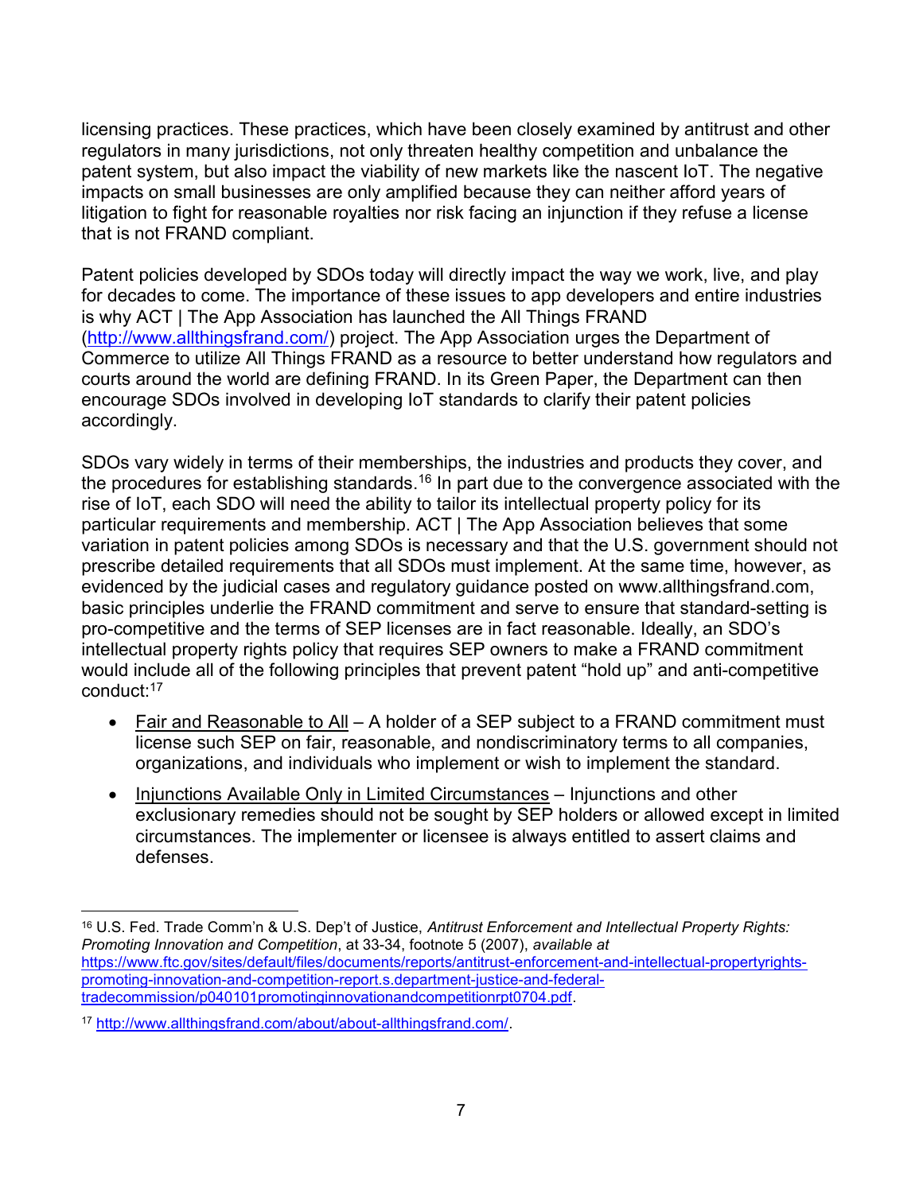licensing practices. These practices, which have been closely examined by antitrust and other regulators in many jurisdictions, not only threaten healthy competition and unbalance the patent system, but also impact the viability of new markets like the nascent IoT. The negative impacts on small businesses are only amplified because they can neither afford years of litigation to fight for reasonable royalties nor risk facing an injunction if they refuse a license that is not FRAND compliant.

Patent policies developed by SDOs today will directly impact the way we work, live, and play for decades to come. The importance of these issues to app developers and entire industries is why ACT | The App Association has launched the All Things FRAND (http://www.allthingsfrand.com/) project. The App Association urges the Department of Commerce to utilize All Things FRAND as a resource to better understand how regulators and courts around the world are defining FRAND. In its Green Paper, the Department can then encourage SDOs involved in developing IoT standards to clarify their patent policies accordingly.

SDOs vary widely in terms of their memberships, the industries and products they cover, and the procedures for establishing standards.[16] In part due to the convergence associated with the rise of IoT, each SDO will need the ability to tailor its intellectual property policy for its particular requirements and membership. ACT | The App Association believes that some variation in patent policies among SDOs is necessary and that the U.S. government should not prescribe detailed requirements that all SDOs must implement. At the same time, however, as evidenced by the judicial cases and regulatory guidance posted on www.allthingsfrand.com, basic principles underlie the FRAND commitment and serve to ensure that standard-setting is pro-competitive and the terms of SEP licenses are in fact reasonable. Ideally, an SDO's intellectual property rights policy that requires SEP owners to make a FRAND commitment would include all of the following principles that prevent patent "hold up" and anti-competitive conduct:[17]

- Fair and Reasonable to All – A holder of a SEP subject to a FRAND commitment must license such SEP on fair, reasonable, and nondiscriminatory terms to all companies, organizations, and individuals who implement or wish to implement the standard.
- Injunctions Available Only in Limited Circumstances – Injunctions and other exclusionary remedies should not be sought by SEP holders or allowed except in limited circumstances. The implementer or licensee is always entitled to assert claims and defenses.

---

[16] U.S. Fed. Trade Comm'n & U.S. Dep't of Justice, *Antitrust Enforcement and Intellectual Property Rights: Promoting Innovation and Competition*, at 33-34, footnote 5 (2007), *available at* https://www.ftc.gov/sites/default/files/documents/reports/antitrust-enforcement-and-intellectual-propertyrights-promoting-innovation-and-competition-report.s.department-justice-and-federal-tradecommission/p040101promotinginnovationandcompetitionrpt0704.pdf.

[17] http://www.allthingsfrand.com/about/about-allthingsfrand.com/.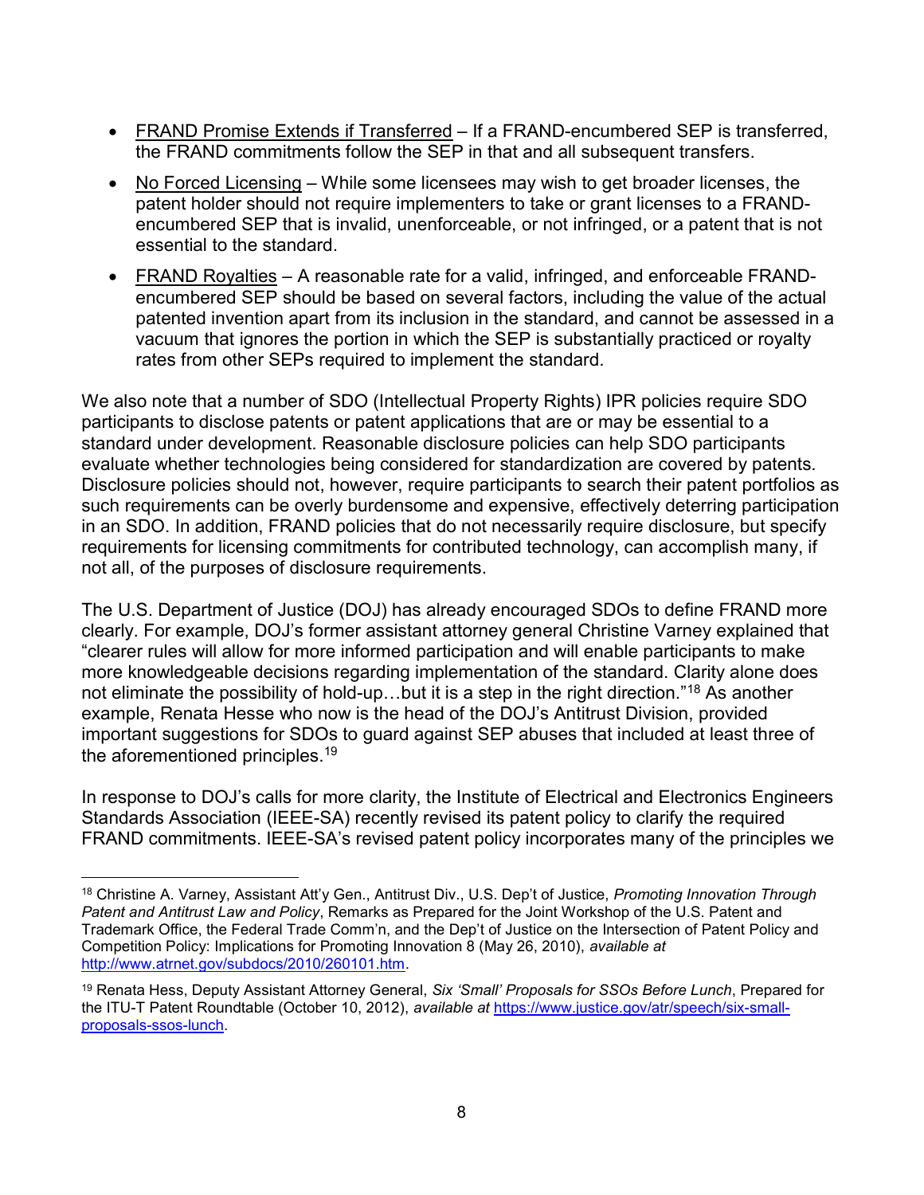- FRAND Promise Extends if Transferred – If a FRAND-encumbered SEP is transferred, the FRAND commitments follow the SEP in that and all subsequent transfers.
- No Forced Licensing – While some licensees may wish to get broader licenses, the patent holder should not require implementers to take or grant licenses to a FRAND-encumbered SEP that is invalid, unenforceable, or not infringed, or a patent that is not essential to the standard.
- FRAND Royalties – A reasonable rate for a valid, infringed, and enforceable FRAND-encumbered SEP should be based on several factors, including the value of the actual patented invention apart from its inclusion in the standard, and cannot be assessed in a vacuum that ignores the portion in which the SEP is substantially practiced or royalty rates from other SEPs required to implement the standard.

We also note that a number of SDO (Intellectual Property Rights) IPR policies require SDO participants to disclose patents or patent applications that are or may be essential to a standard under development. Reasonable disclosure policies can help SDO participants evaluate whether technologies being considered for standardization are covered by patents. Disclosure policies should not, however, require participants to search their patent portfolios as such requirements can be overly burdensome and expensive, effectively deterring participation in an SDO. In addition, FRAND policies that do not necessarily require disclosure, but specify requirements for licensing commitments for contributed technology, can accomplish many, if not all, of the purposes of disclosure requirements.

The U.S. Department of Justice (DOJ) has already encouraged SDOs to define FRAND more clearly. For example, DOJ's former assistant attorney general Christine Varney explained that "clearer rules will allow for more informed participation and will enable participants to make more knowledgeable decisions regarding implementation of the standard. Clarity alone does not eliminate the possibility of hold-up…but it is a step in the right direction."[18] As another example, Renata Hesse who now is the head of the DOJ's Antitrust Division, provided important suggestions for SDOs to guard against SEP abuses that included at least three of the aforementioned principles.[19]

In response to DOJ's calls for more clarity, the Institute of Electrical and Electronics Engineers Standards Association (IEEE-SA) recently revised its patent policy to clarify the required FRAND commitments. IEEE-SA's revised patent policy incorporates many of the principles we

---

[18] Christine A. Varney, Assistant Att'y Gen., Antitrust Div., U.S. Dep't of Justice, *Promoting Innovation Through Patent and Antitrust Law and Policy*, Remarks as Prepared for the Joint Workshop of the U.S. Patent and Trademark Office, the Federal Trade Comm'n, and the Dep't of Justice on the Intersection of Patent Policy and Competition Policy: Implications for Promoting Innovation 8 (May 26, 2010), *available at* http://www.atrnet.gov/subdocs/2010/260101.htm.

[19] Renata Hess, Deputy Assistant Attorney General, *Six 'Small' Proposals for SSOs Before Lunch*, Prepared for the ITU-T Patent Roundtable (October 10, 2012), *available at* https://www.justice.gov/atr/speech/six-small-proposals-ssos-lunch.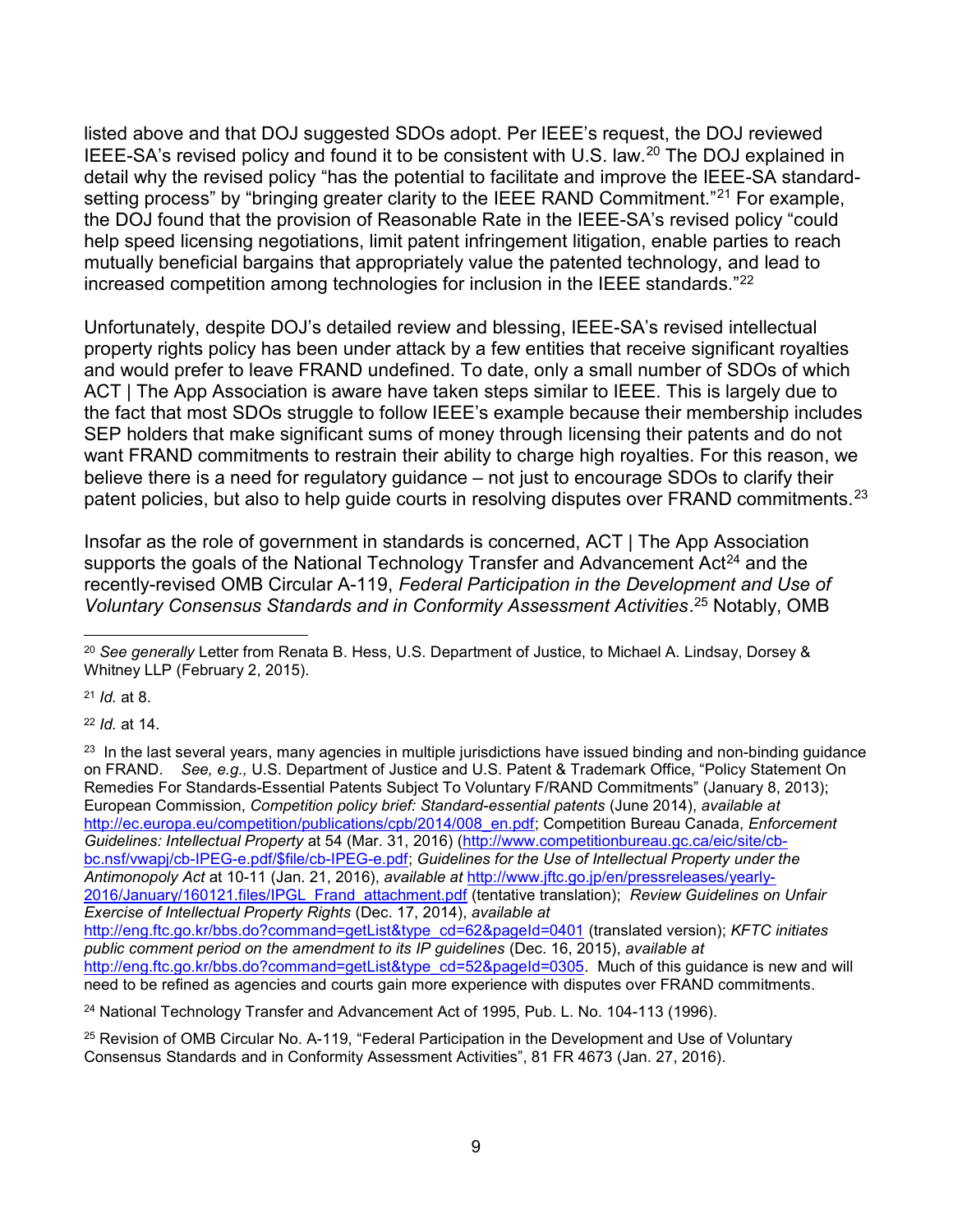listed above and that DOJ suggested SDOs adopt. Per IEEE's request, the DOJ reviewed IEEE-SA's revised policy and found it to be consistent with U.S. law.[20] The DOJ explained in detail why the revised policy "has the potential to facilitate and improve the IEEE-SA standard-setting process" by "bringing greater clarity to the IEEE RAND Commitment."[21] For example, the DOJ found that the provision of Reasonable Rate in the IEEE-SA's revised policy "could help speed licensing negotiations, limit patent infringement litigation, enable parties to reach mutually beneficial bargains that appropriately value the patented technology, and lead to increased competition among technologies for inclusion in the IEEE standards."[22]

Unfortunately, despite DOJ's detailed review and blessing, IEEE-SA's revised intellectual property rights policy has been under attack by a few entities that receive significant royalties and would prefer to leave FRAND undefined. To date, only a small number of SDOs of which ACT | The App Association is aware have taken steps similar to IEEE. This is largely due to the fact that most SDOs struggle to follow IEEE's example because their membership includes SEP holders that make significant sums of money through licensing their patents and do not want FRAND commitments to restrain their ability to charge high royalties. For this reason, we believe there is a need for regulatory guidance – not just to encourage SDOs to clarify their patent policies, but also to help guide courts in resolving disputes over FRAND commitments.[23]

Insofar as the role of government in standards is concerned, ACT | The App Association supports the goals of the National Technology Transfer and Advancement Act[24] and the recently-revised OMB Circular A-119, *Federal Participation in the Development and Use of Voluntary Consensus Standards and in Conformity Assessment Activities*.[25] Notably, OMB

---

[20] *See generally* Letter from Renata B. Hess, U.S. Department of Justice, to Michael A. Lindsay, Dorsey & Whitney LLP (February 2, 2015).

[21] *Id.* at 8.

[22] *Id.* at 14.

[23] In the last several years, many agencies in multiple jurisdictions have issued binding and non-binding guidance on FRAND. *See, e.g.,* U.S. Department of Justice and U.S. Patent & Trademark Office, "Policy Statement On Remedies For Standards-Essential Patents Subject To Voluntary F/RAND Commitments" (January 8, 2013); European Commission, *Competition policy brief: Standard-essential patents* (June 2014), *available at* http://ec.europa.eu/competition/publications/cpb/2014/008_en.pdf; Competition Bureau Canada, *Enforcement Guidelines: Intellectual Property* at 54 (Mar. 31, 2016) (http://www.competitionbureau.gc.ca/eic/site/cb-bc.nsf/vwapj/cb-IPEG-e.pdf/$file/cb-IPEG-e.pdf; *Guidelines for the Use of Intellectual Property under the Antimonopoly Act* at 10-11 (Jan. 21, 2016), *available at* http://www.jftc.go.jp/en/pressreleases/yearly-2016/January/160121.files/IPGL_Frand_attachment.pdf (tentative translation); *Review Guidelines on Unfair Exercise of Intellectual Property Rights* (Dec. 17, 2014), *available at* http://eng.ftc.go.kr/bbs.do?command=getList&type_cd=62&pageId=0401 (translated version); *KFTC initiates public comment period on the amendment to its IP guidelines* (Dec. 16, 2015), *available at* http://eng.ftc.go.kr/bbs.do?command=getList&type_cd=52&pageId=0305. Much of this guidance is new and will need to be refined as agencies and courts gain more experience with disputes over FRAND commitments.

[24] National Technology Transfer and Advancement Act of 1995, Pub. L. No. 104-113 (1996).

[25] Revision of OMB Circular No. A-119, "Federal Participation in the Development and Use of Voluntary Consensus Standards and in Conformity Assessment Activities", 81 FR 4673 (Jan. 27, 2016).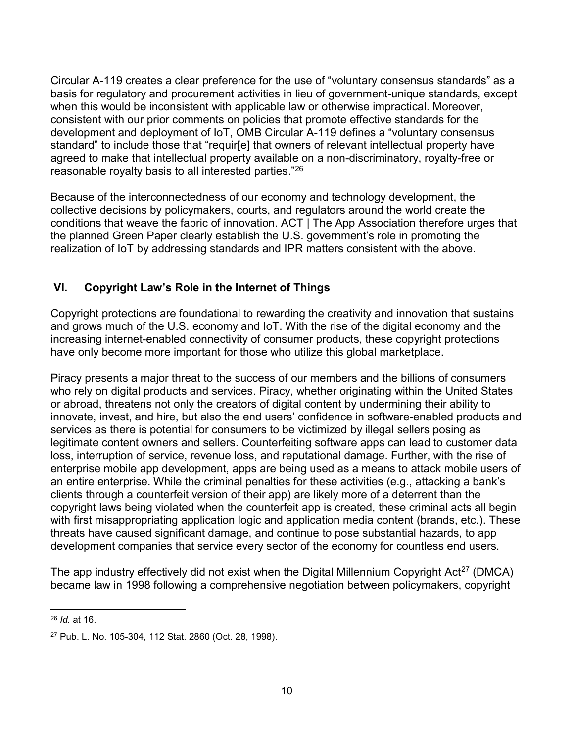Circular A-119 creates a clear preference for the use of "voluntary consensus standards" as a basis for regulatory and procurement activities in lieu of government-unique standards, except when this would be inconsistent with applicable law or otherwise impractical. Moreover, consistent with our prior comments on policies that promote effective standards for the development and deployment of IoT, OMB Circular A-119 defines a "voluntary consensus standard" to include those that "requir[e] that owners of relevant intellectual property have agreed to make that intellectual property available on a non-discriminatory, royalty-free or reasonable royalty basis to all interested parties."[26]

Because of the interconnectedness of our economy and technology development, the collective decisions by policymakers, courts, and regulators around the world create the conditions that weave the fabric of innovation. ACT | The App Association therefore urges that the planned Green Paper clearly establish the U.S. government's role in promoting the realization of IoT by addressing standards and IPR matters consistent with the above.

## VI. Copyright Law's Role in the Internet of Things

Copyright protections are foundational to rewarding the creativity and innovation that sustains and grows much of the U.S. economy and IoT. With the rise of the digital economy and the increasing internet-enabled connectivity of consumer products, these copyright protections have only become more important for those who utilize this global marketplace.

Piracy presents a major threat to the success of our members and the billions of consumers who rely on digital products and services. Piracy, whether originating within the United States or abroad, threatens not only the creators of digital content by undermining their ability to innovate, invest, and hire, but also the end users' confidence in software-enabled products and services as there is potential for consumers to be victimized by illegal sellers posing as legitimate content owners and sellers. Counterfeiting software apps can lead to customer data loss, interruption of service, revenue loss, and reputational damage. Further, with the rise of enterprise mobile app development, apps are being used as a means to attack mobile users of an entire enterprise. While the criminal penalties for these activities (e.g., attacking a bank's clients through a counterfeit version of their app) are likely more of a deterrent than the copyright laws being violated when the counterfeit app is created, these criminal acts all begin with first misappropriating application logic and application media content (brands, etc.). These threats have caused significant damage, and continue to pose substantial hazards, to app development companies that service every sector of the economy for countless end users.

The app industry effectively did not exist when the Digital Millennium Copyright Act[27] (DMCA) became law in 1998 following a comprehensive negotiation between policymakers, copyright

---

[26] *Id.* at 16.

[27] Pub. L. No. 105-304, 112 Stat. 2860 (Oct. 28, 1998).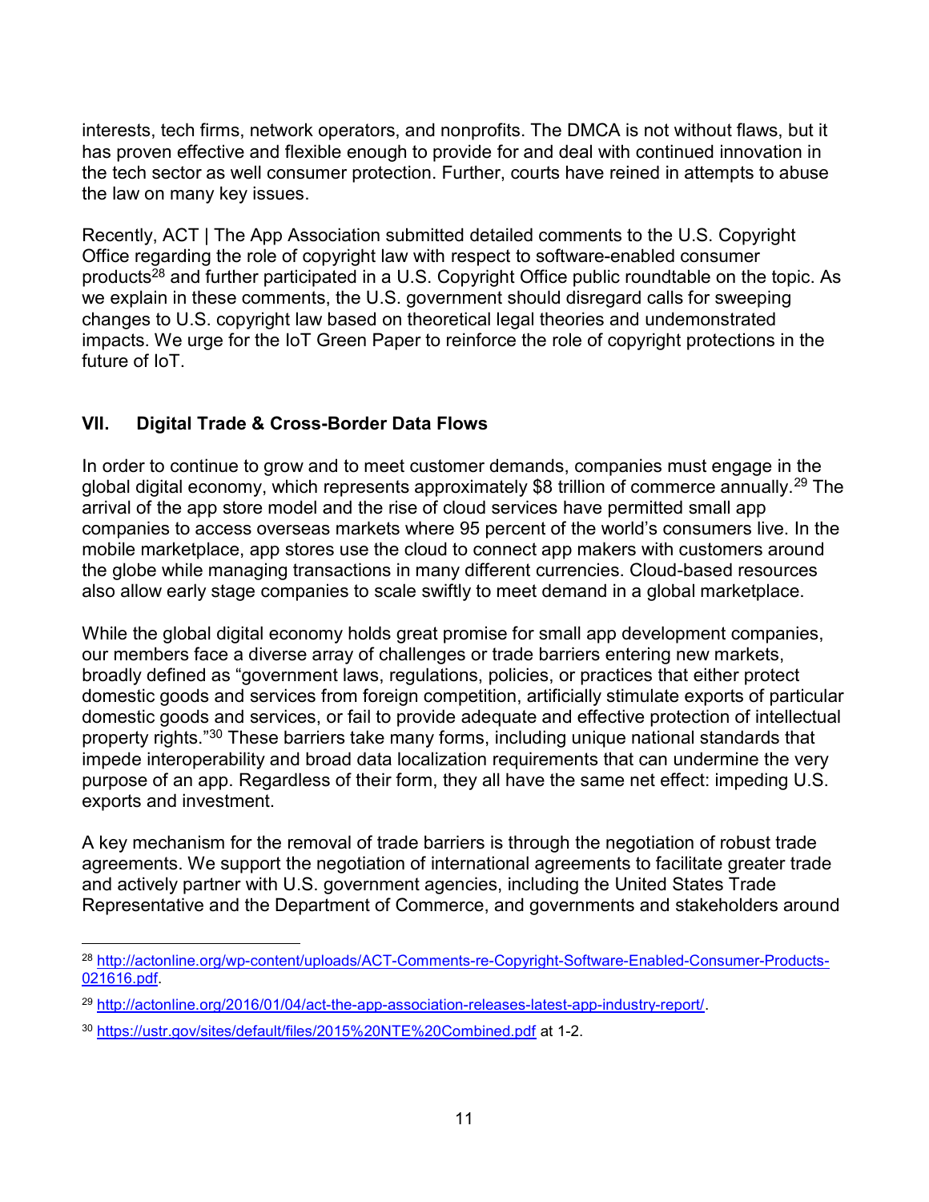interests, tech firms, network operators, and nonprofits. The DMCA is not without flaws, but it has proven effective and flexible enough to provide for and deal with continued innovation in the tech sector as well consumer protection. Further, courts have reined in attempts to abuse the law on many key issues.

Recently, ACT | The App Association submitted detailed comments to the U.S. Copyright Office regarding the role of copyright law with respect to software-enabled consumer products[28] and further participated in a U.S. Copyright Office public roundtable on the topic. As we explain in these comments, the U.S. government should disregard calls for sweeping changes to U.S. copyright law based on theoretical legal theories and undemonstrated impacts. We urge for the IoT Green Paper to reinforce the role of copyright protections in the future of IoT.

## VII. Digital Trade & Cross-Border Data Flows

In order to continue to grow and to meet customer demands, companies must engage in the global digital economy, which represents approximately $8 trillion of commerce annually.[29] The arrival of the app store model and the rise of cloud services have permitted small app companies to access overseas markets where 95 percent of the world's consumers live. In the mobile marketplace, app stores use the cloud to connect app makers with customers around the globe while managing transactions in many different currencies. Cloud-based resources also allow early stage companies to scale swiftly to meet demand in a global marketplace.

While the global digital economy holds great promise for small app development companies, our members face a diverse array of challenges or trade barriers entering new markets, broadly defined as "government laws, regulations, policies, or practices that either protect domestic goods and services from foreign competition, artificially stimulate exports of particular domestic goods and services, or fail to provide adequate and effective protection of intellectual property rights."[30] These barriers take many forms, including unique national standards that impede interoperability and broad data localization requirements that can undermine the very purpose of an app. Regardless of their form, they all have the same net effect: impeding U.S. exports and investment.

A key mechanism for the removal of trade barriers is through the negotiation of robust trade agreements. We support the negotiation of international agreements to facilitate greater trade and actively partner with U.S. government agencies, including the United States Trade Representative and the Department of Commerce, and governments and stakeholders around

---

[28] http://actonline.org/wp-content/uploads/ACT-Comments-re-Copyright-Software-Enabled-Consumer-Products-021616.pdf.

[29] http://actonline.org/2016/01/04/act-the-app-association-releases-latest-app-industry-report/.

[30] https://ustr.gov/sites/default/files/2015%20NTE%20Combined.pdf at 1-2.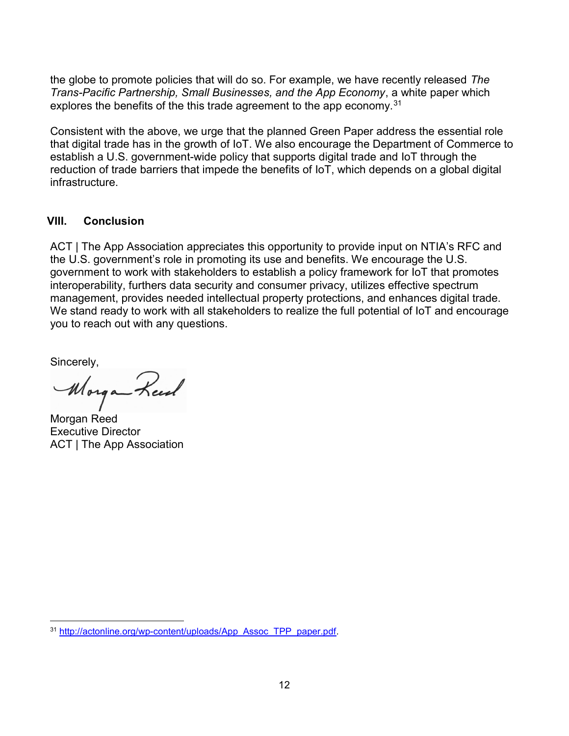the globe to promote policies that will do so. For example, we have recently released *The Trans-Pacific Partnership, Small Businesses, and the App Economy*, a white paper which explores the benefits of the this trade agreement to the app economy.[31]

Consistent with the above, we urge that the planned Green Paper address the essential role that digital trade has in the growth of IoT. We also encourage the Department of Commerce to establish a U.S. government-wide policy that supports digital trade and IoT through the reduction of trade barriers that impede the benefits of IoT, which depends on a global digital infrastructure.

## VIII. Conclusion

ACT | The App Association appreciates this opportunity to provide input on NTIA's RFC and the U.S. government's role in promoting its use and benefits. We encourage the U.S. government to work with stakeholders to establish a policy framework for IoT that promotes interoperability, furthers data security and consumer privacy, utilizes effective spectrum management, provides needed intellectual property protections, and enhances digital trade. We stand ready to work with all stakeholders to realize the full potential of IoT and encourage you to reach out with any questions.

Sincerely,

Morgan Reed
Executive Director
ACT | The App Association

---

[31] http://actonline.org/wp-content/uploads/App_Assoc_TPP_paper.pdf.